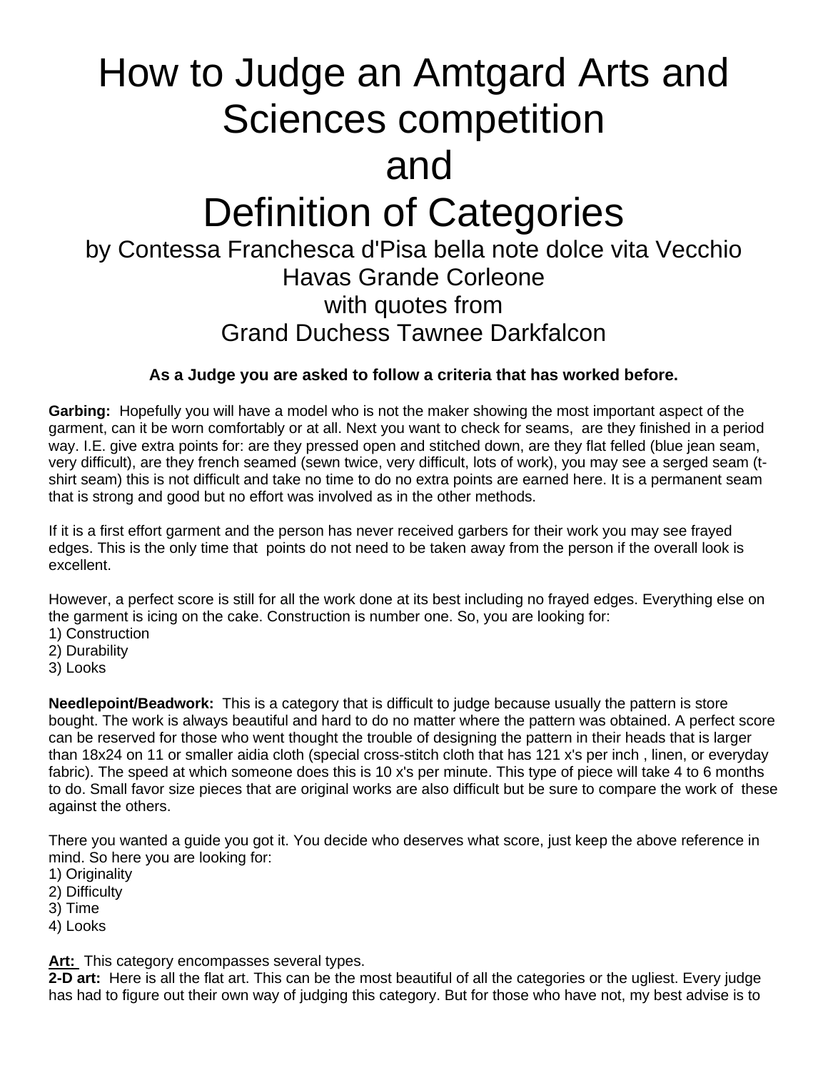# How to Judge an Amtgard Arts and Sciences competition and Definition of Categories

by Contessa Franchesca d'Pisa bella note dolce vita Vecchio Havas Grande Corleone
with quotes from
Grand Duchess Tawnee Darkfalcon

**As a Judge you are asked to follow a criteria that has worked before.**

**Garbing:** Hopefully you will have a model who is not the maker showing the most important aspect of the garment, can it be worn comfortably or at all. Next you want to check for seams, are they finished in a period way. I.E. give extra points for: are they pressed open and stitched down, are they flat felled (blue jean seam, very difficult), are they french seamed (sewn twice, very difficult, lots of work), you may see a serged seam (t-shirt seam) this is not difficult and take no time to do no extra points are earned here. It is a permanent seam that is strong and good but no effort was involved as in the other methods.

If it is a first effort garment and the person has never received garbers for their work you may see frayed edges. This is the only time that points do not need to be taken away from the person if the overall look is excellent.

However, a perfect score is still for all the work done at its best including no frayed edges. Everything else on the garment is icing on the cake. Construction is number one. So, you are looking for:
1) Construction
2) Durability
3) Looks

**Needlepoint/Beadwork:** This is a category that is difficult to judge because usually the pattern is store bought. The work is always beautiful and hard to do no matter where the pattern was obtained. A perfect score can be reserved for those who went thought the trouble of designing the pattern in their heads that is larger than 18x24 on 11 or smaller aidia cloth (special cross-stitch cloth that has 121 x's per inch , linen, or everyday fabric). The speed at which someone does this is 10 x's per minute. This type of piece will take 4 to 6 months to do. Small favor size pieces that are original works are also difficult but be sure to compare the work of these against the others.

There you wanted a guide you got it. You decide who deserves what score, just keep the above reference in mind. So here you are looking for:
1) Originality
2) Difficulty
3) Time
4) Looks

**Art:** This category encompasses several types.
**2-D art:** Here is all the flat art. This can be the most beautiful of all the categories or the ugliest. Every judge has had to figure out their own way of judging this category. But for those who have not, my best advise is to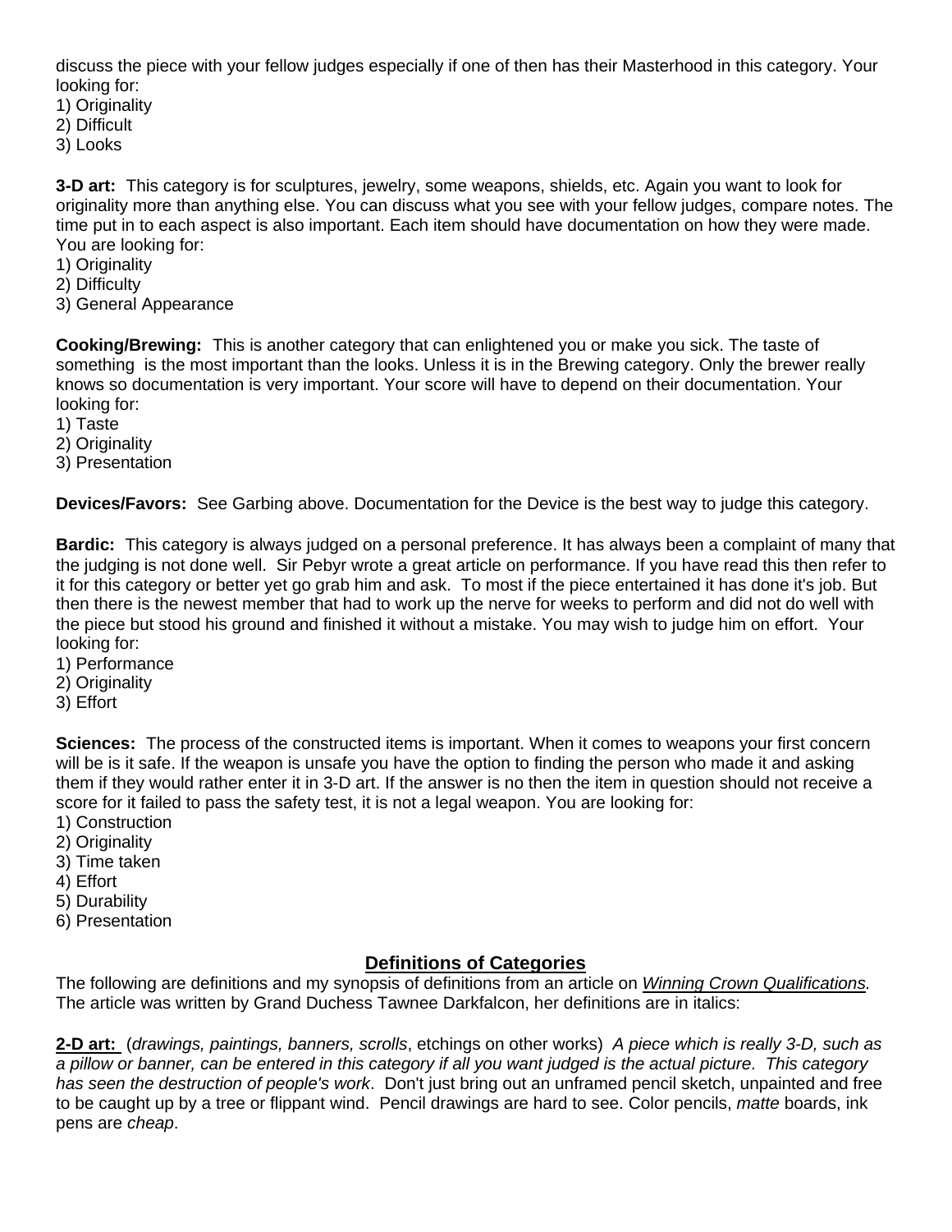discuss the piece with your fellow judges especially if one of then has their Masterhood in this category. Your looking for:
1) Originality
2) Difficult
3) Looks

**3-D art:** This category is for sculptures, jewelry, some weapons, shields, etc. Again you want to look for originality more than anything else. You can discuss what you see with your fellow judges, compare notes. The time put in to each aspect is also important. Each item should have documentation on how they were made. You are looking for:
1) Originality
2) Difficulty
3) General Appearance

**Cooking/Brewing:** This is another category that can enlightened you or make you sick. The taste of something is the most important than the looks. Unless it is in the Brewing category. Only the brewer really knows so documentation is very important. Your score will have to depend on their documentation. Your looking for:
1) Taste
2) Originality
3) Presentation

**Devices/Favors:** See Garbing above. Documentation for the Device is the best way to judge this category.

**Bardic:** This category is always judged on a personal preference. It has always been a complaint of many that the judging is not done well. Sir Pebyr wrote a great article on performance. If you have read this then refer to it for this category or better yet go grab him and ask. To most if the piece entertained it has done it's job. But then there is the newest member that had to work up the nerve for weeks to perform and did not do well with the piece but stood his ground and finished it without a mistake. You may wish to judge him on effort. Your looking for:
1) Performance
2) Originality
3) Effort

**Sciences:** The process of the constructed items is important. When it comes to weapons your first concern will be is it safe. If the weapon is unsafe you have the option to finding the person who made it and asking them if they would rather enter it in 3-D art. If the answer is no then the item in question should not receive a score for it failed to pass the safety test, it is not a legal weapon. You are looking for:
1) Construction
2) Originality
3) Time taken
4) Effort
5) Durability
6) Presentation

## Definitions of Categories

The following are definitions and my synopsis of definitions from an article on *Winning Crown Qualifications.* The article was written by Grand Duchess Tawnee Darkfalcon, her definitions are in italics:

**2-D art:** (*drawings, paintings, banners, scrolls*, etchings on other works) *A piece which is really 3-D, such as a pillow or banner, can be entered in this category if all you want judged is the actual picture. This category has seen the destruction of people's work.* Don't just bring out an unframed pencil sketch, unpainted and free to be caught up by a tree or flippant wind. Pencil drawings are hard to see. Color pencils, *matte* boards, ink pens are *cheap*.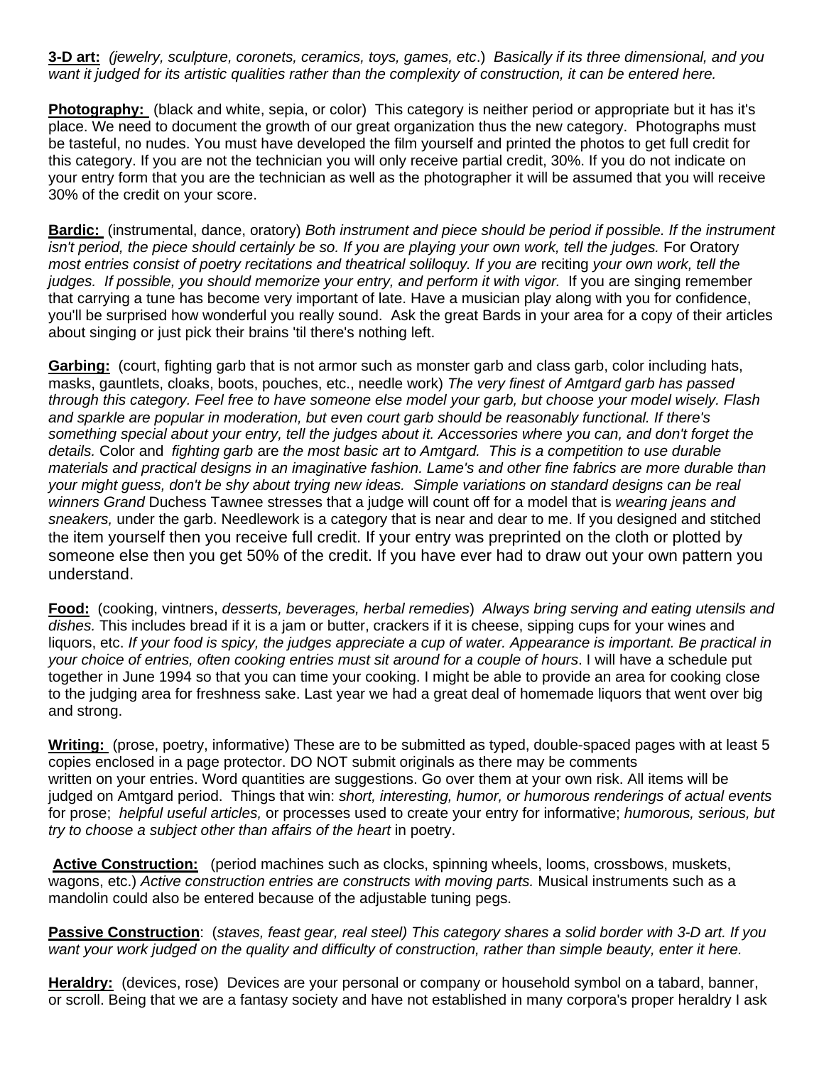**3-D art:** *(jewelry, sculpture, coronets, ceramics, toys, games, etc*.) *Basically if its three dimensional, and you want it judged for its artistic qualities rather than the complexity of construction, it can be entered here.*

**Photography:** (black and white, sepia, or color) This category is neither period or appropriate but it has it's place. We need to document the growth of our great organization thus the new category. Photographs must be tasteful, no nudes. You must have developed the film yourself and printed the photos to get full credit for this category. If you are not the technician you will only receive partial credit, 30%. If you do not indicate on your entry form that you are the technician as well as the photographer it will be assumed that you will receive 30% of the credit on your score.

**Bardic:** (instrumental, dance, oratory) *Both instrument and piece should be period if possible. If the instrument isn't period, the piece should certainly be so. If you are playing your own work, tell the judges.* For Oratory *most entries consist of poetry recitations and theatrical soliloquy. If you are* reciting *your own work, tell the judges. If possible, you should memorize your entry, and perform it with vigor.* If you are singing remember that carrying a tune has become very important of late. Have a musician play along with you for confidence, you'll be surprised how wonderful you really sound. Ask the great Bards in your area for a copy of their articles about singing or just pick their brains 'til there's nothing left.

**Garbing:** (court, fighting garb that is not armor such as monster garb and class garb, color including hats, masks, gauntlets, cloaks, boots, pouches, etc., needle work) *The very finest of Amtgard garb has passed through this category. Feel free to have someone else model your garb, but choose your model wisely. Flash and sparkle are popular in moderation, but even court garb should be reasonably functional. If there's something special about your entry, tell the judges about it. Accessories where you can, and don't forget the details.* Color and *fighting garb* are *the most basic art to Amtgard. This is a competition to use durable materials and practical designs in an imaginative fashion. Lame's and other fine fabrics are more durable than your might guess, don't be shy about trying new ideas. Simple variations on standard designs can be real winners Grand* Duchess Tawnee stresses that a judge will count off for a model that is *wearing jeans and sneakers,* under the garb. Needlework is a category that is near and dear to me. If you designed and stitched the item yourself then you receive full credit. If your entry was preprinted on the cloth or plotted by someone else then you get 50% of the credit. If you have ever had to draw out your own pattern you understand.

**Food:** (cooking, vintners, *desserts, beverages, herbal remedies*) *Always bring serving and eating utensils and dishes.* This includes bread if it is a jam or butter, crackers if it is cheese, sipping cups for your wines and liquors, etc. *If your food is spicy, the judges appreciate a cup of water. Appearance is important. Be practical in your choice of entries, often cooking entries must sit around for a couple of hours*. I will have a schedule put together in June 1994 so that you can time your cooking. I might be able to provide an area for cooking close to the judging area for freshness sake. Last year we had a great deal of homemade liquors that went over big and strong.

**Writing:** (prose, poetry, informative) These are to be submitted as typed, double-spaced pages with at least 5 copies enclosed in a page protector. DO NOT submit originals as there may be comments written on your entries. Word quantities are suggestions. Go over them at your own risk. All items will be judged on Amtgard period. Things that win: *short, interesting, humor, or humorous renderings of actual events* for prose; *helpful useful articles,* or processes used to create your entry for informative; *humorous, serious, but try to choose a subject other than affairs of the heart* in poetry.

**Active Construction:** (period machines such as clocks, spinning wheels, looms, crossbows, muskets, wagons, etc.) *Active construction entries are constructs with moving parts.* Musical instruments such as a mandolin could also be entered because of the adjustable tuning pegs.

**Passive Construction**: (*staves, feast gear, real steel) This category shares a solid border with 3-D art. If you want your work judged on the quality and difficulty of construction, rather than simple beauty, enter it here.*

**Heraldry:** (devices, rose) Devices are your personal or company or household symbol on a tabard, banner, or scroll. Being that we are a fantasy society and have not established in many corpora's proper heraldry I ask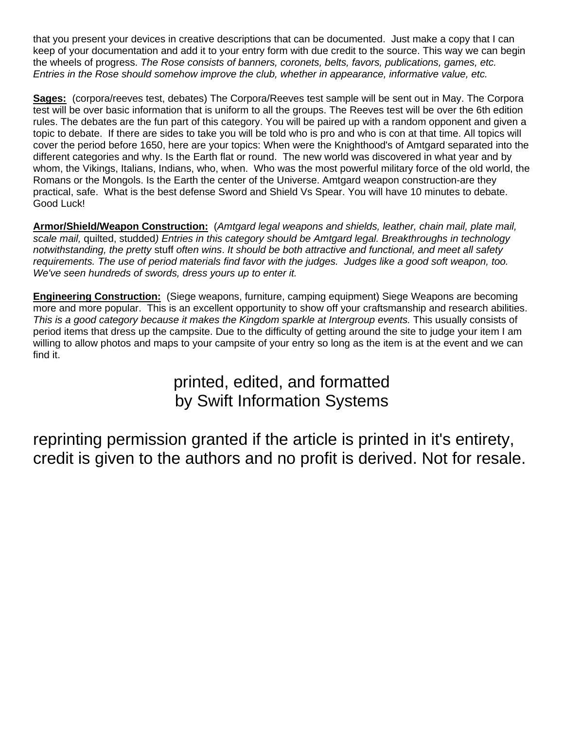that you present your devices in creative descriptions that can be documented. Just make a copy that I can keep of your documentation and add it to your entry form with due credit to the source. This way we can begin the wheels of progress. *The Rose consists of banners, coronets, belts, favors, publications, games, etc. Entries in the Rose should somehow improve the club, whether in appearance, informative value, etc.*

**Sages:** (corpora/reeves test, debates) The Corpora/Reeves test sample will be sent out in May. The Corpora test will be over basic information that is uniform to all the groups. The Reeves test will be over the 6th edition rules. The debates are the fun part of this category. You will be paired up with a random opponent and given a topic to debate. If there are sides to take you will be told who is pro and who is con at that time. All topics will cover the period before 1650, here are your topics: When were the Knighthood's of Amtgard separated into the different categories and why. Is the Earth flat or round. The new world was discovered in what year and by whom, the Vikings, Italians, Indians, who, when. Who was the most powerful military force of the old world, the Romans or the Mongols. Is the Earth the center of the Universe. Amtgard weapon construction-are they practical, safe. What is the best defense Sword and Shield Vs Spear. You will have 10 minutes to debate. Good Luck!

**Armor/Shield/Weapon Construction:** (*Amtgard legal weapons and shields, leather, chain mail, plate mail, scale mail,* quilted, studded*) Entries in this category should be Amtgard legal. Breakthroughs in technology notwithstanding, the pretty* stuff *often wins*. *It should be both attractive and functional, and meet all safety requirements. The use of period materials find favor with the judges. Judges like a good soft weapon, too. We've seen hundreds of swords, dress yours up to enter it.*

**Engineering Construction:** (Siege weapons, furniture, camping equipment) Siege Weapons are becoming more and more popular. This is an excellent opportunity to show off your craftsmanship and research abilities. *This is a good category because it makes the Kingdom sparkle at Intergroup events.* This usually consists of period items that dress up the campsite. Due to the difficulty of getting around the site to judge your item I am willing to allow photos and maps to your campsite of your entry so long as the item is at the event and we can find it.

printed, edited, and formatted
by Swift Information Systems

reprinting permission granted if the article is printed in it's entirety, credit is given to the authors and no profit is derived. Not for resale.